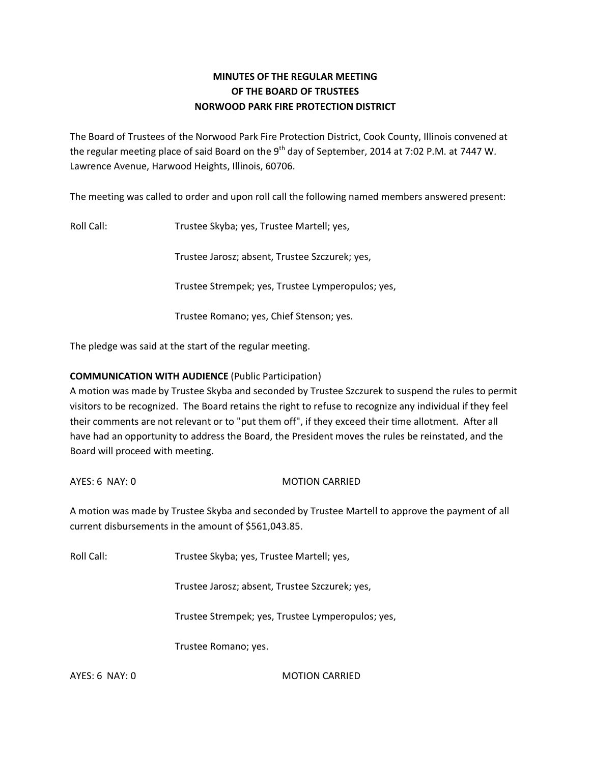# MINUTES OF THE REGULAR MEETING
# OF THE BOARD OF TRUSTEES
# NORWOOD PARK FIRE PROTECTION DISTRICT

The Board of Trustees of the Norwood Park Fire Protection District, Cook County, Illinois convened at the regular meeting place of said Board on the 9th day of September, 2014 at 7:02 P.M. at 7447 W. Lawrence Avenue, Harwood Heights, Illinois, 60706.

The meeting was called to order and upon roll call the following named members answered present:

Roll Call: Trustee Skyba; yes, Trustee Martell; yes,

Trustee Jarosz; absent, Trustee Szczurek; yes,

Trustee Strempek; yes, Trustee Lymperopulos; yes,

Trustee Romano; yes, Chief Stenson; yes.

The pledge was said at the start of the regular meeting.

**COMMUNICATION WITH AUDIENCE** (Public Participation)
A motion was made by Trustee Skyba and seconded by Trustee Szczurek to suspend the rules to permit visitors to be recognized. The Board retains the right to refuse to recognize any individual if they feel their comments are not relevant or to "put them off", if they exceed their time allotment. After all have had an opportunity to address the Board, the President moves the rules be reinstated, and the Board will proceed with meeting.

AYES: 6 NAY: 0 MOTION CARRIED

A motion was made by Trustee Skyba and seconded by Trustee Martell to approve the payment of all current disbursements in the amount of $561,043.85.

Roll Call: Trustee Skyba; yes, Trustee Martell; yes,

Trustee Jarosz; absent, Trustee Szczurek; yes,

Trustee Strempek; yes, Trustee Lymperopulos; yes,

Trustee Romano; yes.

AYES: 6 NAY: 0 MOTION CARRIED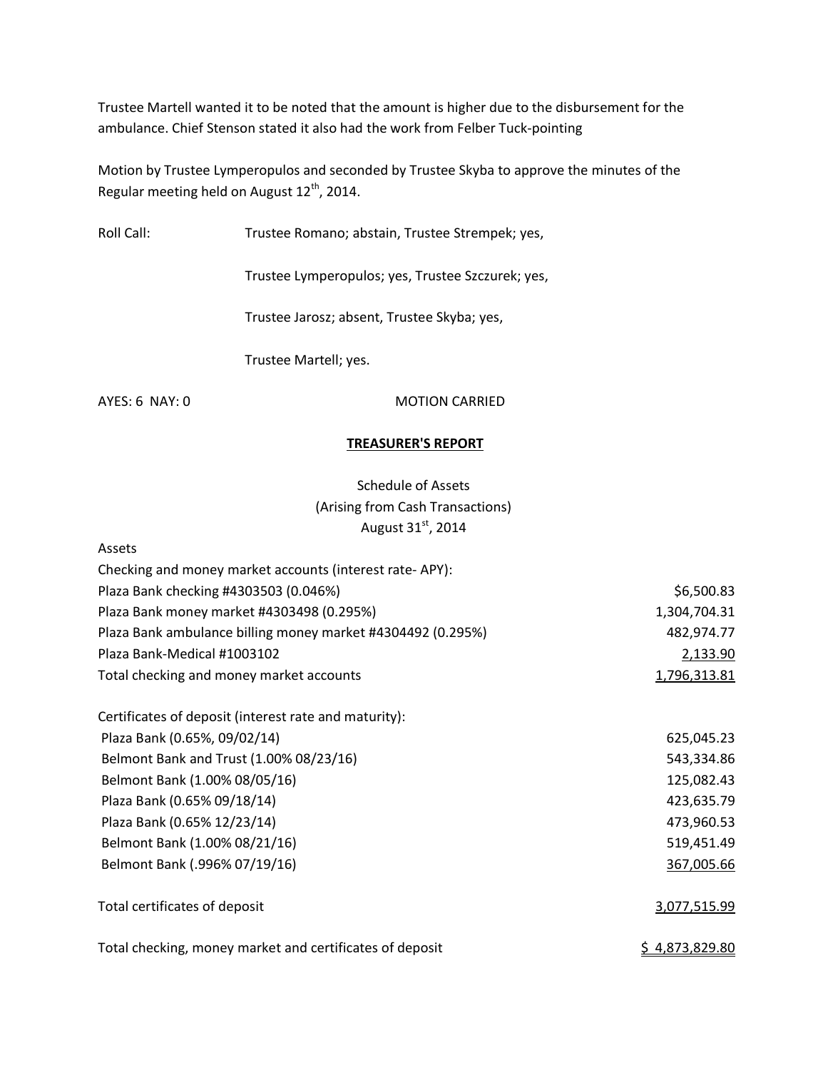Trustee Martell wanted it to be noted that the amount is higher due to the disbursement for the ambulance. Chief Stenson stated it also had the work from Felber Tuck-pointing

Motion by Trustee Lymperopulos and seconded by Trustee Skyba to approve the minutes of the Regular meeting held on August 12th, 2014.

Roll Call: Trustee Romano; abstain, Trustee Strempek; yes,

Trustee Lymperopulos; yes, Trustee Szczurek; yes,

Trustee Jarosz; absent, Trustee Skyba; yes,

Trustee Martell; yes.

AYES: 6 NAY: 0 MOTION CARRIED

## TREASURER'S REPORT

Schedule of Assets
(Arising from Cash Transactions)
August 31st, 2014

| Assets | |
|---|---|
| Checking and money market accounts (interest rate- APY): | |
| Plaza Bank checking #4303503 (0.046%) | $6,500.83 |
| Plaza Bank money market #4303498 (0.295%) | 1,304,704.31 |
| Plaza Bank ambulance billing money market #4304492 (0.295%) | 482,974.77 |
| Plaza Bank-Medical #1003102 | 2,133.90 |
| Total checking and money market accounts | 1,796,313.81 |
| | |
| Certificates of deposit (interest rate and maturity): | |
| Plaza Bank (0.65%, 09/02/14) | 625,045.23 |
| Belmont Bank and Trust (1.00% 08/23/16) | 543,334.86 |
| Belmont Bank (1.00% 08/05/16) | 125,082.43 |
| Plaza Bank (0.65% 09/18/14) | 423,635.79 |
| Plaza Bank (0.65% 12/23/14) | 473,960.53 |
| Belmont Bank (1.00% 08/21/16) | 519,451.49 |
| Belmont Bank (.996% 07/19/16) | 367,005.66 |
| | |
| Total certificates of deposit | 3,077,515.99 |
| | |
| Total checking, money market and certificates of deposit | $ 4,873,829.80 |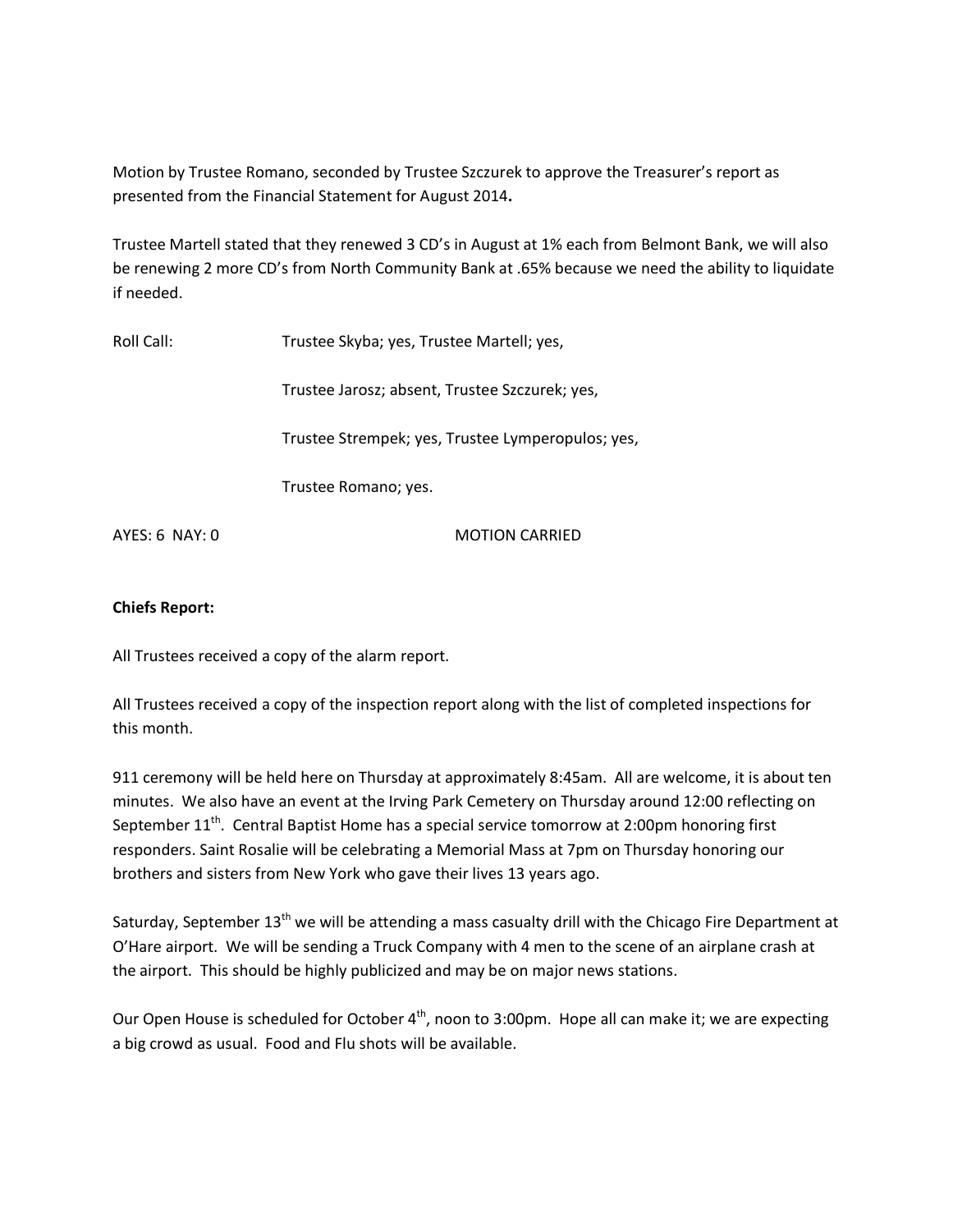Motion by Trustee Romano, seconded by Trustee Szczurek to approve the Treasurer's report as presented from the Financial Statement for August 2014**.**

Trustee Martell stated that they renewed 3 CD's in August at 1% each from Belmont Bank, we will also be renewing 2 more CD's from North Community Bank at .65% because we need the ability to liquidate if needed.

Roll Call: Trustee Skyba; yes, Trustee Martell; yes,

Trustee Jarosz; absent, Trustee Szczurek; yes,

Trustee Strempek; yes, Trustee Lymperopulos; yes,

Trustee Romano; yes.

AYES: 6 NAY: 0 MOTION CARRIED

**Chiefs Report:**

All Trustees received a copy of the alarm report.

All Trustees received a copy of the inspection report along with the list of completed inspections for this month.

911 ceremony will be held here on Thursday at approximately 8:45am. All are welcome, it is about ten minutes. We also have an event at the Irving Park Cemetery on Thursday around 12:00 reflecting on September 11th. Central Baptist Home has a special service tomorrow at 2:00pm honoring first responders. Saint Rosalie will be celebrating a Memorial Mass at 7pm on Thursday honoring our brothers and sisters from New York who gave their lives 13 years ago.

Saturday, September 13th we will be attending a mass casualty drill with the Chicago Fire Department at O'Hare airport. We will be sending a Truck Company with 4 men to the scene of an airplane crash at the airport. This should be highly publicized and may be on major news stations.

Our Open House is scheduled for October 4th, noon to 3:00pm. Hope all can make it; we are expecting a big crowd as usual. Food and Flu shots will be available.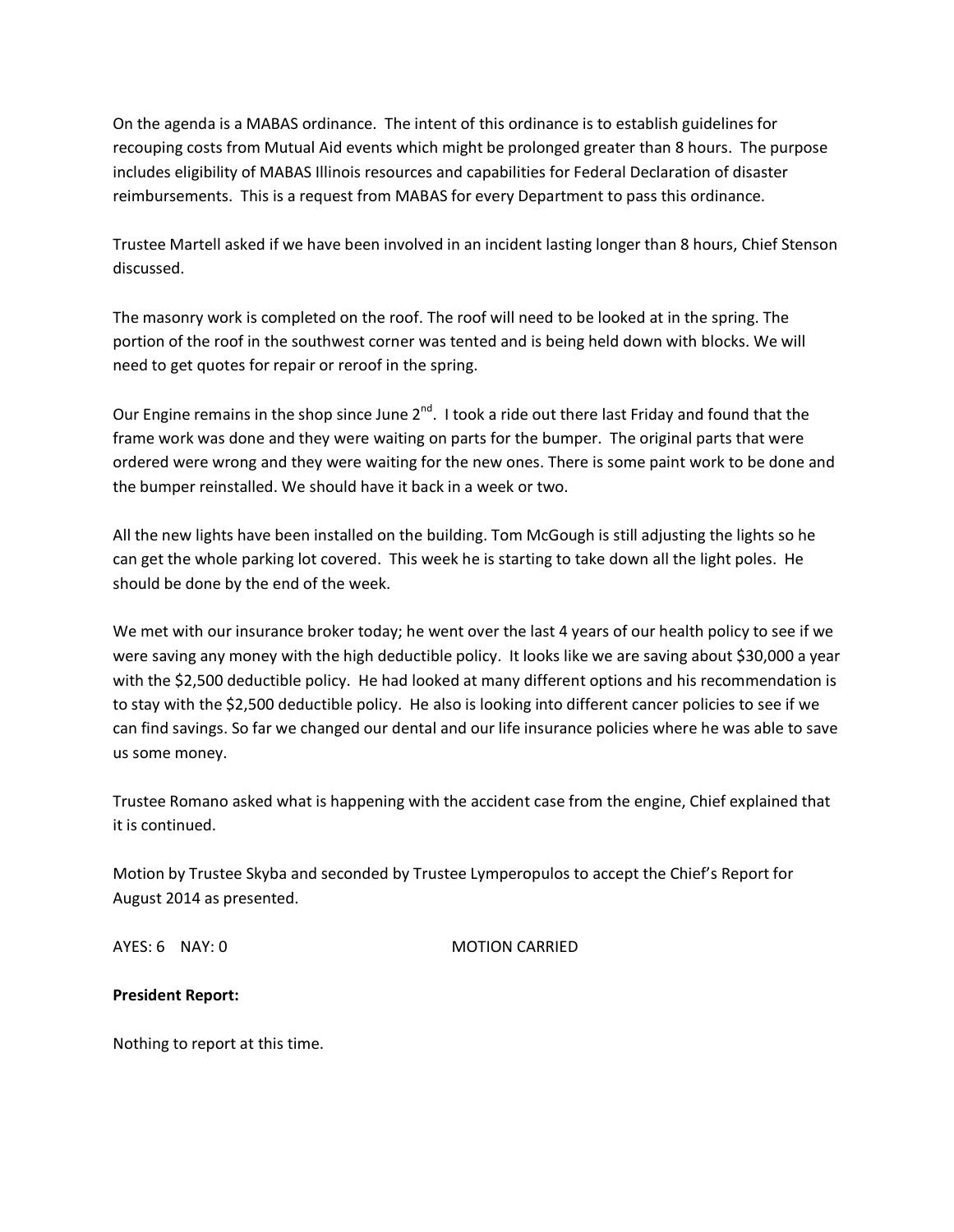On the agenda is a MABAS ordinance. The intent of this ordinance is to establish guidelines for recouping costs from Mutual Aid events which might be prolonged greater than 8 hours. The purpose includes eligibility of MABAS Illinois resources and capabilities for Federal Declaration of disaster reimbursements. This is a request from MABAS for every Department to pass this ordinance.

Trustee Martell asked if we have been involved in an incident lasting longer than 8 hours, Chief Stenson discussed.

The masonry work is completed on the roof. The roof will need to be looked at in the spring. The portion of the roof in the southwest corner was tented and is being held down with blocks. We will need to get quotes for repair or reroof in the spring.

Our Engine remains in the shop since June 2nd. I took a ride out there last Friday and found that the frame work was done and they were waiting on parts for the bumper. The original parts that were ordered were wrong and they were waiting for the new ones. There is some paint work to be done and the bumper reinstalled. We should have it back in a week or two.

All the new lights have been installed on the building. Tom McGough is still adjusting the lights so he can get the whole parking lot covered. This week he is starting to take down all the light poles. He should be done by the end of the week.

We met with our insurance broker today; he went over the last 4 years of our health policy to see if we were saving any money with the high deductible policy. It looks like we are saving about $30,000 a year with the $2,500 deductible policy. He had looked at many different options and his recommendation is to stay with the $2,500 deductible policy. He also is looking into different cancer policies to see if we can find savings. So far we changed our dental and our life insurance policies where he was able to save us some money.

Trustee Romano asked what is happening with the accident case from the engine, Chief explained that it is continued.

Motion by Trustee Skyba and seconded by Trustee Lymperopulos to accept the Chief's Report for August 2014 as presented.

AYES: 6 NAY: 0 MOTION CARRIED

**President Report:**

Nothing to report at this time.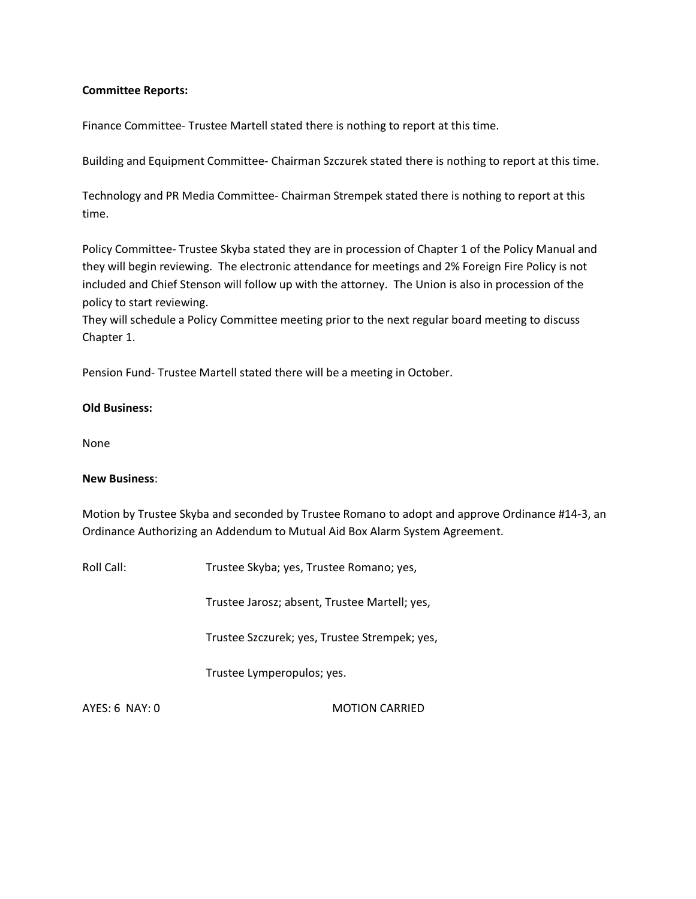**Committee Reports:**

Finance Committee- Trustee Martell stated there is nothing to report at this time.

Building and Equipment Committee- Chairman Szczurek stated there is nothing to report at this time.

Technology and PR Media Committee- Chairman Strempek stated there is nothing to report at this time.

Policy Committee- Trustee Skyba stated they are in procession of Chapter 1 of the Policy Manual and they will begin reviewing. The electronic attendance for meetings and 2% Foreign Fire Policy is not included and Chief Stenson will follow up with the attorney. The Union is also in procession of the policy to start reviewing.
They will schedule a Policy Committee meeting prior to the next regular board meeting to discuss Chapter 1.

Pension Fund- Trustee Martell stated there will be a meeting in October.

**Old Business:**

None

**New Business**:

Motion by Trustee Skyba and seconded by Trustee Romano to adopt and approve Ordinance #14-3, an Ordinance Authorizing an Addendum to Mutual Aid Box Alarm System Agreement.

Roll Call: Trustee Skyba; yes, Trustee Romano; yes,

Trustee Jarosz; absent, Trustee Martell; yes,

Trustee Szczurek; yes, Trustee Strempek; yes,

Trustee Lymperopulos; yes.

AYES: 6 NAY: 0 MOTION CARRIED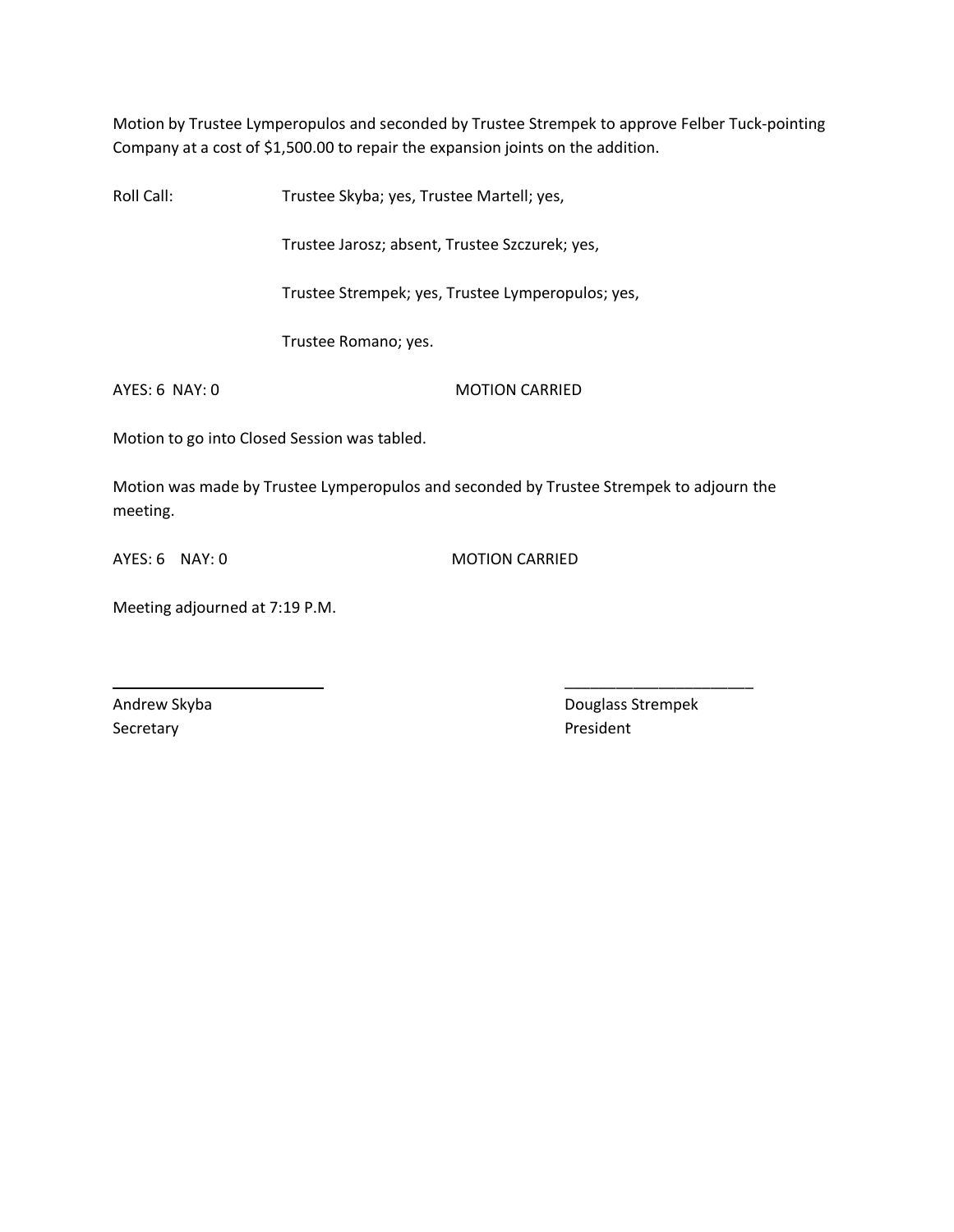Motion by Trustee Lymperopulos and seconded by Trustee Strempek to approve Felber Tuck-pointing Company at a cost of $1,500.00 to repair the expansion joints on the addition.

Roll Call: Trustee Skyba; yes, Trustee Martell; yes,

Trustee Jarosz; absent, Trustee Szczurek; yes,

Trustee Strempek; yes, Trustee Lymperopulos; yes,

Trustee Romano; yes.

AYES: 6 NAY: 0 MOTION CARRIED

Motion to go into Closed Session was tabled.

Motion was made by Trustee Lymperopulos and seconded by Trustee Strempek to adjourn the meeting.

AYES: 6 NAY: 0 MOTION CARRIED

Meeting adjourned at 7:19 P.M.

\_\_\_\_\_\_\_\_\_\_\_\_\_\_\_\_\_\_\_\_\_\_\_\_ \_\_\_\_\_\_\_\_\_\_\_\_\_\_\_\_\_\_\_\_\_\_\_\_

Andrew Skyba
Secretary

Douglass Strempek
President